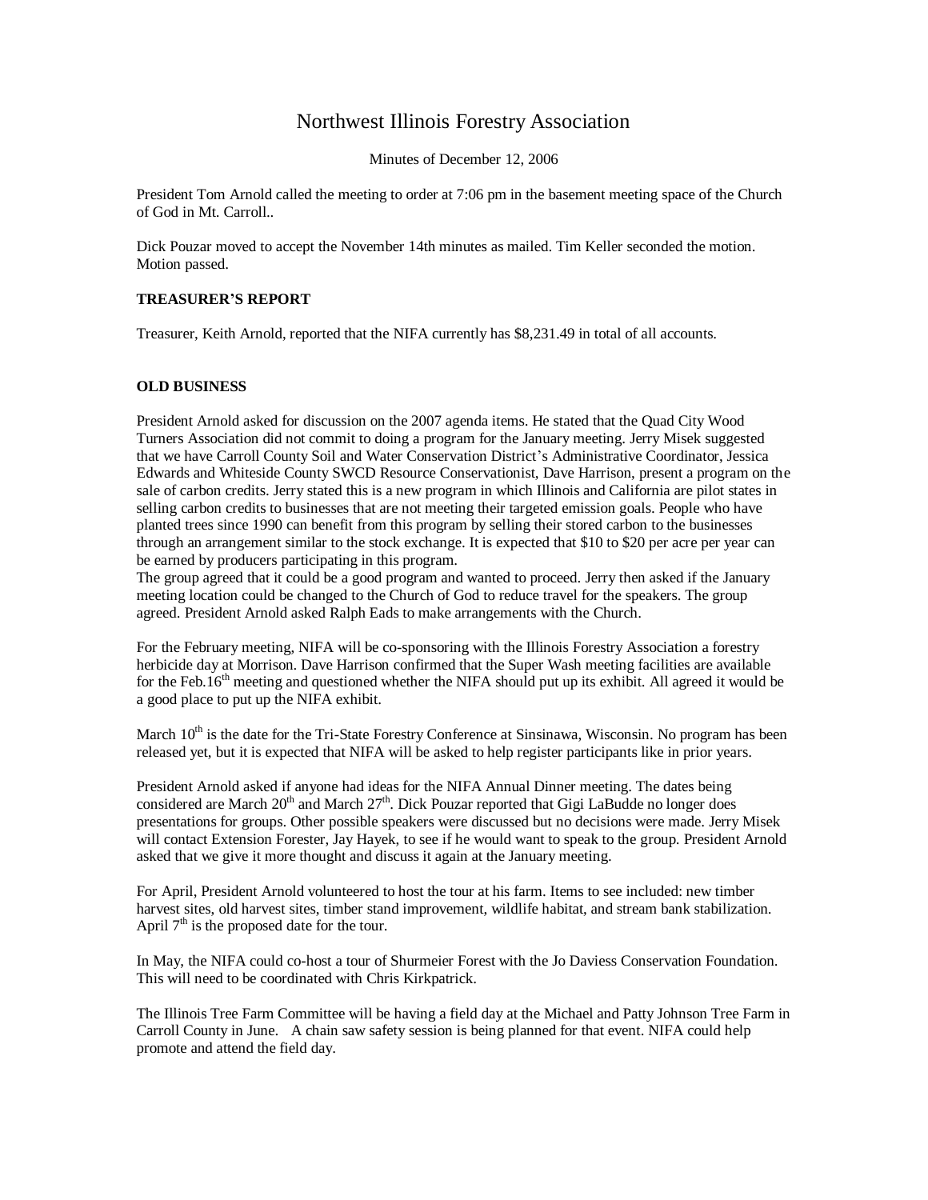# Northwest Illinois Forestry Association

Minutes of December 12, 2006

President Tom Arnold called the meeting to order at 7:06 pm in the basement meeting space of the Church of God in Mt. Carroll..

Dick Pouzar moved to accept the November 14th minutes as mailed. Tim Keller seconded the motion. Motion passed.

**TREASURER'S REPORT**

Treasurer, Keith Arnold, reported that the NIFA currently has $8,231.49 in total of all accounts.

**OLD BUSINESS**

President Arnold asked for discussion on the 2007 agenda items. He stated that the Quad City Wood Turners Association did not commit to doing a program for the January meeting. Jerry Misek suggested that we have Carroll County Soil and Water Conservation District's Administrative Coordinator, Jessica Edwards and Whiteside County SWCD Resource Conservationist, Dave Harrison, present a program on the sale of carbon credits. Jerry stated this is a new program in which Illinois and California are pilot states in selling carbon credits to businesses that are not meeting their targeted emission goals. People who have planted trees since 1990 can benefit from this program by selling their stored carbon to the businesses through an arrangement similar to the stock exchange. It is expected that $10 to $20 per acre per year can be earned by producers participating in this program.
The group agreed that it could be a good program and wanted to proceed. Jerry then asked if the January meeting location could be changed to the Church of God to reduce travel for the speakers. The group agreed. President Arnold asked Ralph Eads to make arrangements with the Church.

For the February meeting, NIFA will be co-sponsoring with the Illinois Forestry Association a forestry herbicide day at Morrison. Dave Harrison confirmed that the Super Wash meeting facilities are available for the Feb.16th meeting and questioned whether the NIFA should put up its exhibit. All agreed it would be a good place to put up the NIFA exhibit.

March 10th is the date for the Tri-State Forestry Conference at Sinsinawa, Wisconsin. No program has been released yet, but it is expected that NIFA will be asked to help register participants like in prior years.

President Arnold asked if anyone had ideas for the NIFA Annual Dinner meeting. The dates being considered are March 20th and March 27th. Dick Pouzar reported that Gigi LaBudde no longer does presentations for groups. Other possible speakers were discussed but no decisions were made. Jerry Misek will contact Extension Forester, Jay Hayek, to see if he would want to speak to the group. President Arnold asked that we give it more thought and discuss it again at the January meeting.

For April, President Arnold volunteered to host the tour at his farm. Items to see included: new timber harvest sites, old harvest sites, timber stand improvement, wildlife habitat, and stream bank stabilization. April 7th is the proposed date for the tour.

In May, the NIFA could co-host a tour of Shurmeier Forest with the Jo Daviess Conservation Foundation. This will need to be coordinated with Chris Kirkpatrick.

The Illinois Tree Farm Committee will be having a field day at the Michael and Patty Johnson Tree Farm in Carroll County in June. A chain saw safety session is being planned for that event. NIFA could help promote and attend the field day.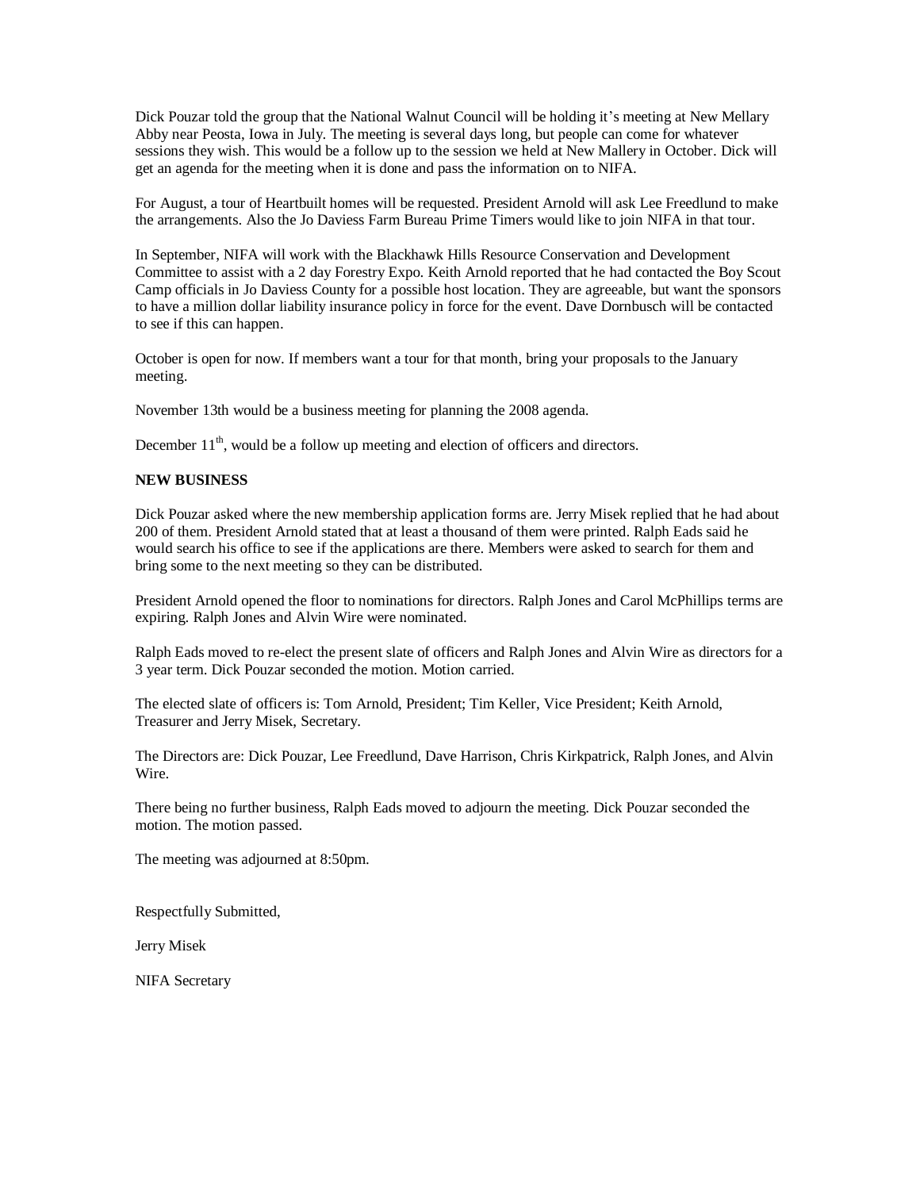Dick Pouzar told the group that the National Walnut Council will be holding it's meeting at New Mellary Abby near Peosta, Iowa in July. The meeting is several days long, but people can come for whatever sessions they wish. This would be a follow up to the session we held at New Mallery in October. Dick will get an agenda for the meeting when it is done and pass the information on to NIFA.

For August, a tour of Heartbuilt homes will be requested. President Arnold will ask Lee Freedlund to make the arrangements. Also the Jo Daviess Farm Bureau Prime Timers would like to join NIFA in that tour.

In September, NIFA will work with the Blackhawk Hills Resource Conservation and Development Committee to assist with a 2 day Forestry Expo. Keith Arnold reported that he had contacted the Boy Scout Camp officials in Jo Daviess County for a possible host location. They are agreeable, but want the sponsors to have a million dollar liability insurance policy in force for the event. Dave Dornbusch will be contacted to see if this can happen.

October is open for now. If members want a tour for that month, bring your proposals to the January meeting.

November 13th would be a business meeting for planning the 2008 agenda.

December 11th, would be a follow up meeting and election of officers and directors.

**NEW BUSINESS**

Dick Pouzar asked where the new membership application forms are. Jerry Misek replied that he had about 200 of them. President Arnold stated that at least a thousand of them were printed. Ralph Eads said he would search his office to see if the applications are there. Members were asked to search for them and bring some to the next meeting so they can be distributed.

President Arnold opened the floor to nominations for directors. Ralph Jones and Carol McPhillips terms are expiring. Ralph Jones and Alvin Wire were nominated.

Ralph Eads moved to re-elect the present slate of officers and Ralph Jones and Alvin Wire as directors for a 3 year term. Dick Pouzar seconded the motion. Motion carried.

The elected slate of officers is: Tom Arnold, President; Tim Keller, Vice President; Keith Arnold, Treasurer and Jerry Misek, Secretary.

The Directors are: Dick Pouzar, Lee Freedlund, Dave Harrison, Chris Kirkpatrick, Ralph Jones, and Alvin Wire.

There being no further business, Ralph Eads moved to adjourn the meeting. Dick Pouzar seconded the motion. The motion passed.

The meeting was adjourned at 8:50pm.

Respectfully Submitted,

Jerry Misek

NIFA Secretary